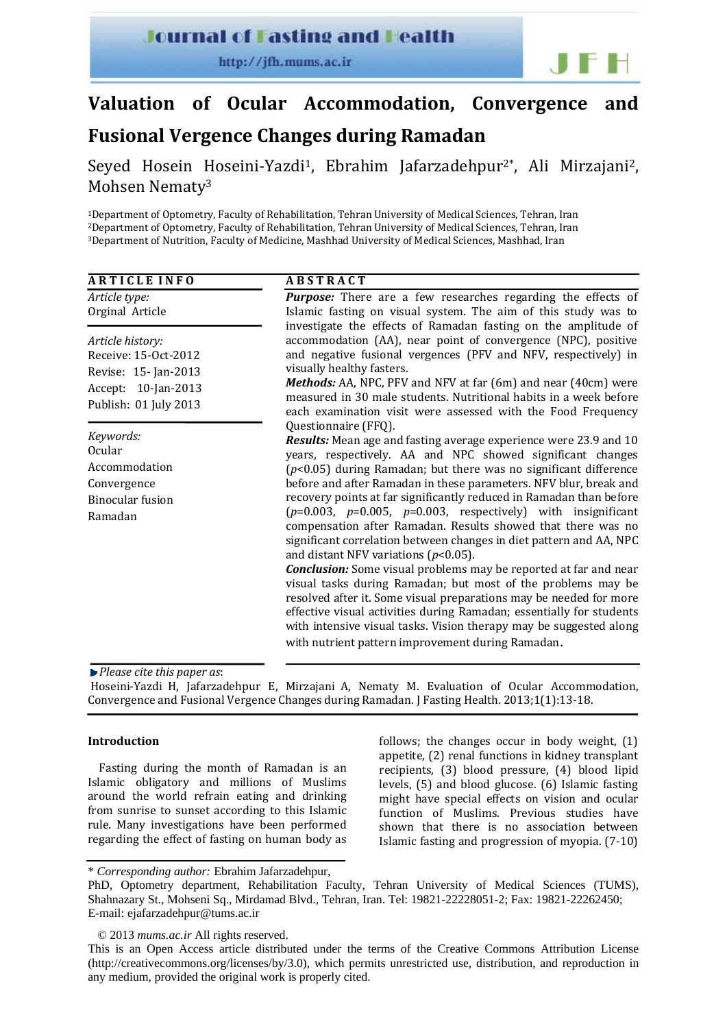# Valuation of Ocular Accommodation, Convergence and Fusional Vergence Changes during Ramadan

Seyed Hosein Hoseini-Yazdi[1], Ebrahim Jafarzadehpur[2*], Ali Mirzajani[2], Mohsen Nematy[3]

[1]Department of Optometry, Faculty of Rehabilitation, Tehran University of Medical Sciences, Tehran, Iran
[2]Department of Optometry, Faculty of Rehabilitation, Tehran University of Medical Sciences, Tehran, Iran
[3]Department of Nutrition, Faculty of Medicine, Mashhad University of Medical Sciences, Mashhad, Iran

**ARTICLE INFO**

*Article type:*
Orginal Article

*Article history:*
Receive: 15-Oct-2012
Revise: 15- Jan-2013
Accept: 10-Jan-2013
Publish: 01 July 2013

*Keywords:*
Ocular
Accommodation
Convergence
Binocular fusion
Ramadan

**ABSTRACT**

***Purpose:*** There are a few researches regarding the effects of Islamic fasting on visual system. The aim of this study was to investigate the effects of Ramadan fasting on the amplitude of accommodation (AA), near point of convergence (NPC), positive and negative fusional vergences (PFV and NFV, respectively) in visually healthy fasters.

***Methods:*** AA, NPC, PFV and NFV at far (6m) and near (40cm) were measured in 30 male students. Nutritional habits in a week before each examination visit were assessed with the Food Frequency Questionnaire (FFQ).

***Results:*** Mean age and fasting average experience were 23.9 and 10 years, respectively. AA and NPC showed significant changes ($p<0.05$) during Ramadan; but there was no significant difference before and after Ramadan in these parameters. NFV blur, break and recovery points at far significantly reduced in Ramadan than before ($p=0.003$, $p=0.005$, $p=0.003$, respectively) with insignificant compensation after Ramadan. Results showed that there was no significant correlation between changes in diet pattern and AA, NPC and distant NFV variations ($p<0.05$).

***Conclusion:*** Some visual problems may be reported at far and near visual tasks during Ramadan; but most of the problems may be resolved after it. Some visual preparations may be needed for more effective visual activities during Ramadan; essentially for students with intensive visual tasks. Vision therapy may be suggested along with nutrient pattern improvement during Ramadan.

*Please cite this paper as*:
Hoseini-Yazdi H, Jafarzadehpur E, Mirzajani A, Nematy M. Evaluation of Ocular Accommodation, Convergence and Fusional Vergence Changes during Ramadan. J Fasting Health. 2013;1(1):13-18.

## Introduction

Fasting during the month of Ramadan is an Islamic obligatory and millions of Muslims around the world refrain eating and drinking from sunrise to sunset according to this Islamic rule. Many investigations have been performed regarding the effect of fasting on human body as follows; the changes occur in body weight, (1) appetite, (2) renal functions in kidney transplant recipients, (3) blood pressure, (4) blood lipid levels, (5) and blood glucose. (6) Islamic fasting might have special effects on vision and ocular function of Muslims. Previous studies have shown that there is no association between Islamic fasting and progression of myopia. (7-10)

\* *Corresponding author:* Ebrahim Jafarzadehpur,
PhD, Optometry department, Rehabilitation Faculty, Tehran University of Medical Sciences (TUMS), Shahnazary St., Mohseni Sq., Mirdamad Blvd., Tehran, Iran. Tel: 19821-22228051-2; Fax: 19821-22262450; E-mail: ejafarzadehpur@tums.ac.ir

© 2013 *mums.ac.ir* All rights reserved.
This is an Open Access article distributed under the terms of the Creative Commons Attribution License (http://creativecommons.org/licenses/by/3.0), which permits unrestricted use, distribution, and reproduction in any medium, provided the original work is properly cited.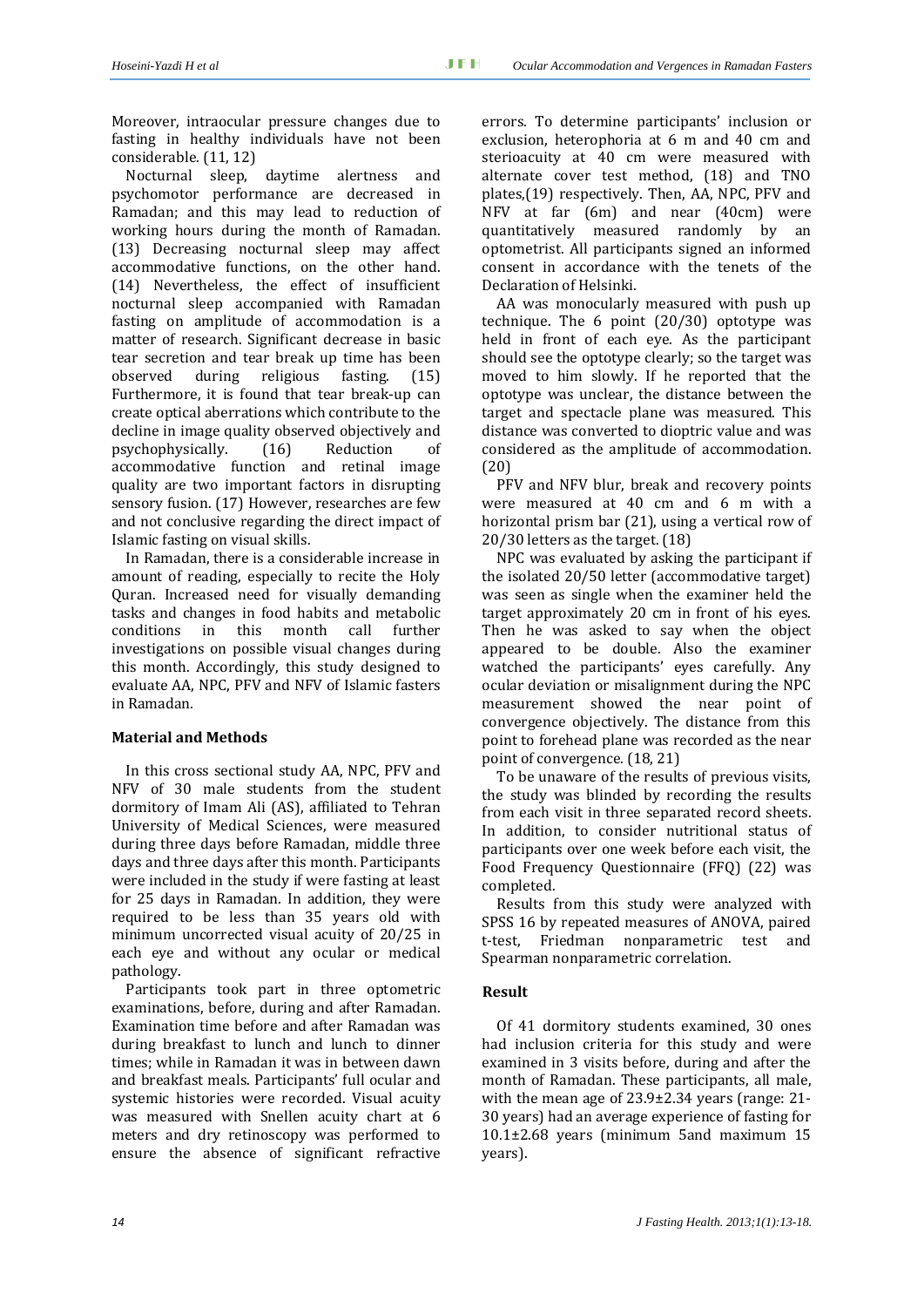Moreover, intraocular pressure changes due to fasting in healthy individuals have not been considerable. (11, 12)

Nocturnal sleep, daytime alertness and psychomotor performance are decreased in Ramadan; and this may lead to reduction of working hours during the month of Ramadan. (13) Decreasing nocturnal sleep may affect accommodative functions, on the other hand. (14) Nevertheless, the effect of insufficient nocturnal sleep accompanied with Ramadan fasting on amplitude of accommodation is a matter of research. Significant decrease in basic tear secretion and tear break up time has been observed during religious fasting. (15) Furthermore, it is found that tear break-up can create optical aberrations which contribute to the decline in image quality observed objectively and psychophysically. (16) Reduction of accommodative function and retinal image quality are two important factors in disrupting sensory fusion. (17) However, researches are few and not conclusive regarding the direct impact of Islamic fasting on visual skills.

In Ramadan, there is a considerable increase in amount of reading, especially to recite the Holy Quran. Increased need for visually demanding tasks and changes in food habits and metabolic conditions in this month call further investigations on possible visual changes during this month. Accordingly, this study designed to evaluate AA, NPC, PFV and NFV of Islamic fasters in Ramadan.

## Material and Methods

In this cross sectional study AA, NPC, PFV and NFV of 30 male students from the student dormitory of Imam Ali (AS), affiliated to Tehran University of Medical Sciences, were measured during three days before Ramadan, middle three days and three days after this month. Participants were included in the study if were fasting at least for 25 days in Ramadan. In addition, they were required to be less than 35 years old with minimum uncorrected visual acuity of 20/25 in each eye and without any ocular or medical pathology.

Participants took part in three optometric examinations, before, during and after Ramadan. Examination time before and after Ramadan was during breakfast to lunch and lunch to dinner times; while in Ramadan it was in between dawn and breakfast meals. Participants' full ocular and systemic histories were recorded. Visual acuity was measured with Snellen acuity chart at 6 meters and dry retinoscopy was performed to ensure the absence of significant refractive errors. To determine participants' inclusion or exclusion, heterophoria at 6 m and 40 cm and sterioacuity at 40 cm were measured with alternate cover test method, (18) and TNO plates,(19) respectively. Then, AA, NPC, PFV and NFV at far (6m) and near (40cm) were quantitatively measured randomly by an optometrist. All participants signed an informed consent in accordance with the tenets of the Declaration of Helsinki.

AA was monocularly measured with push up technique. The 6 point (20/30) optotype was held in front of each eye. As the participant should see the optotype clearly; so the target was moved to him slowly. If he reported that the optotype was unclear, the distance between the target and spectacle plane was measured. This distance was converted to dioptric value and was considered as the amplitude of accommodation. (20)

PFV and NFV blur, break and recovery points were measured at 40 cm and 6 m with a horizontal prism bar (21), using a vertical row of 20/30 letters as the target. (18)

NPC was evaluated by asking the participant if the isolated 20/50 letter (accommodative target) was seen as single when the examiner held the target approximately 20 cm in front of his eyes. Then he was asked to say when the object appeared to be double. Also the examiner watched the participants' eyes carefully. Any ocular deviation or misalignment during the NPC measurement showed the near point of convergence objectively. The distance from this point to forehead plane was recorded as the near point of convergence. (18, 21)

To be unaware of the results of previous visits, the study was blinded by recording the results from each visit in three separated record sheets. In addition, to consider nutritional status of participants over one week before each visit, the Food Frequency Questionnaire (FFQ) (22) was completed.

Results from this study were analyzed with SPSS 16 by repeated measures of ANOVA, paired t-test, Friedman nonparametric test and Spearman nonparametric correlation.

## Result

Of 41 dormitory students examined, 30 ones had inclusion criteria for this study and were examined in 3 visits before, during and after the month of Ramadan. These participants, all male, with the mean age of 23.9±2.34 years (range: 21-30 years) had an average experience of fasting for 10.1±2.68 years (minimum 5and maximum 15 years).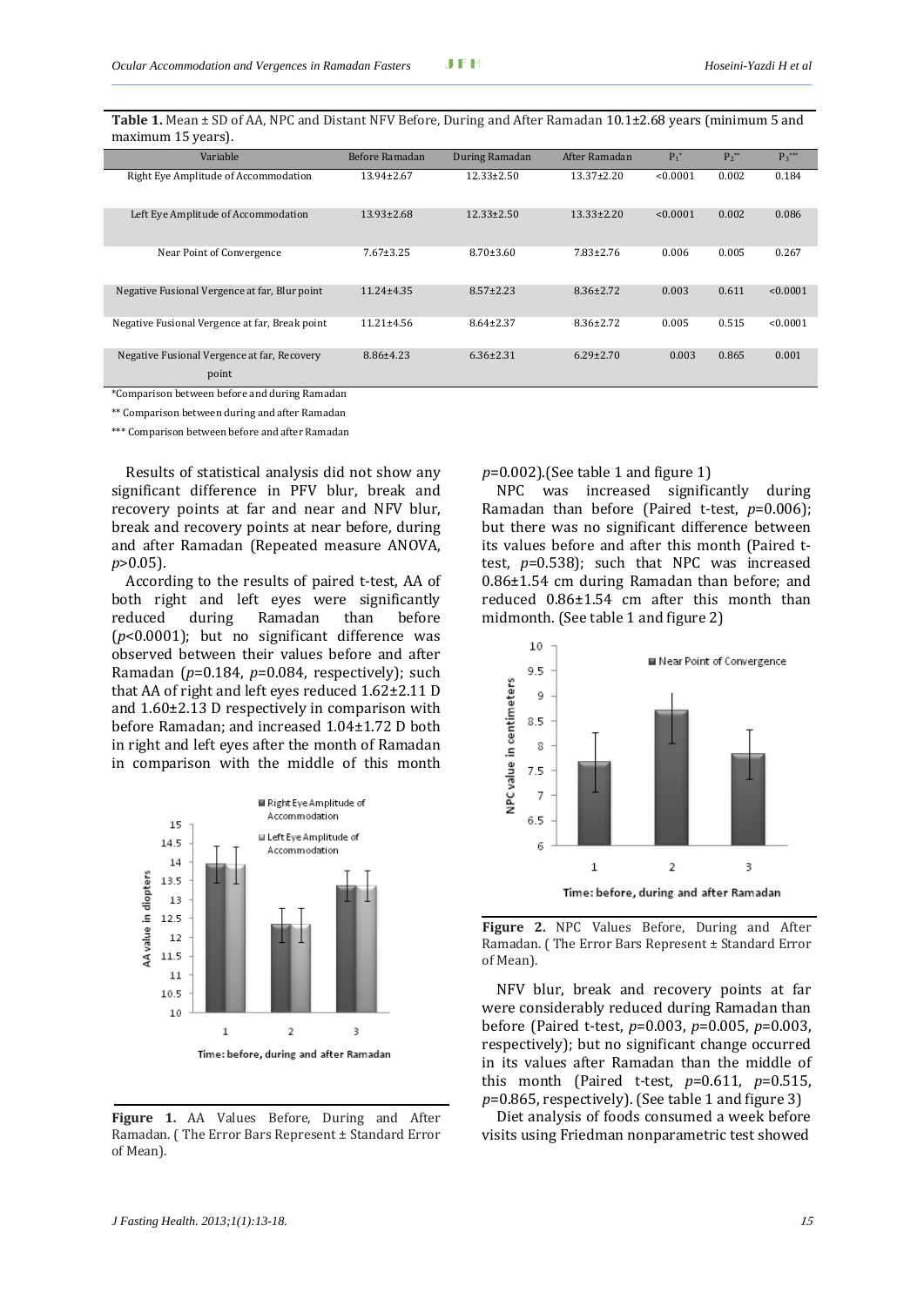**Table 1.** Mean ± SD of AA, NPC and Distant NFV Before, During and After Ramadan 10.1±2.68 years (minimum 5 and maximum 15 years).

| Variable | Before Ramadan | During Ramadan | After Ramadan | $P_1$* | $P_2$** | $P_3$*** |
|---|---|---|---|---|---|---|
| Right Eye Amplitude of Accommodation | 13.94±2.67 | 12.33±2.50 | 13.37±2.20 | <0.0001 | 0.002 | 0.184 |
| Left Eye Amplitude of Accommodation | 13.93±2.68 | 12.33±2.50 | 13.33±2.20 | <0.0001 | 0.002 | 0.086 |
| Near Point of Convergence | 7.67±3.25 | 8.70±3.60 | 7.83±2.76 | 0.006 | 0.005 | 0.267 |
| Negative Fusional Vergence at far, Blur point | 11.24±4.35 | 8.57±2.23 | 8.36±2.72 | 0.003 | 0.611 | <0.0001 |
| Negative Fusional Vergence at far, Break point | 11.21±4.56 | 8.64±2.37 | 8.36±2.72 | 0.005 | 0.515 | <0.0001 |
| Negative Fusional Vergence at far, Recovery point | 8.86±4.23 | 6.36±2.31 | 6.29±2.70 | 0.003 | 0.865 | 0.001 |

*Comparison between before and during Ramadan

** Comparison between during and after Ramadan

*** Comparison between before and after Ramadan

Results of statistical analysis did not show any significant difference in PFV blur, break and recovery points at far and near and NFV blur, break and recovery points at near before, during and after Ramadan (Repeated measure ANOVA, $p>0.05$).

According to the results of paired t-test, AA of both right and left eyes were significantly reduced during Ramadan than before ($p<0.0001$); but no significant difference was observed between their values before and after Ramadan ($p=0.184$, $p=0.084$, respectively); such that AA of right and left eyes reduced 1.62±2.11 D and 1.60±2.13 D respectively in comparison with before Ramadan; and increased 1.04±1.72 D both in right and left eyes after the month of Ramadan in comparison with the middle of this month ($p=0.002$).(See table 1 and figure 1)

**Figure 1.** AA Values Before, During and After Ramadan. ( The Error Bars Represent ± Standard Error of Mean).

NPC was increased significantly during Ramadan than before (Paired t-test, $p=0.006$); but there was no significant difference between its values before and after this month (Paired t-test, $p=0.538$); such that NPC was increased 0.86±1.54 cm during Ramadan than before; and reduced 0.86±1.54 cm after this month than midmonth. (See table 1 and figure 2)

**Figure 2.** NPC Values Before, During and After Ramadan. ( The Error Bars Represent ± Standard Error of Mean).

NFV blur, break and recovery points at far were considerably reduced during Ramadan than before (Paired t-test, $p=0.003$, $p=0.005$, $p=0.003$, respectively); but no significant change occurred in its values after Ramadan than the middle of this month (Paired t-test, $p=0.611$, $p=0.515$, $p=0.865$, respectively). (See table 1 and figure 3)

Diet analysis of foods consumed a week before visits using Friedman nonparametric test showed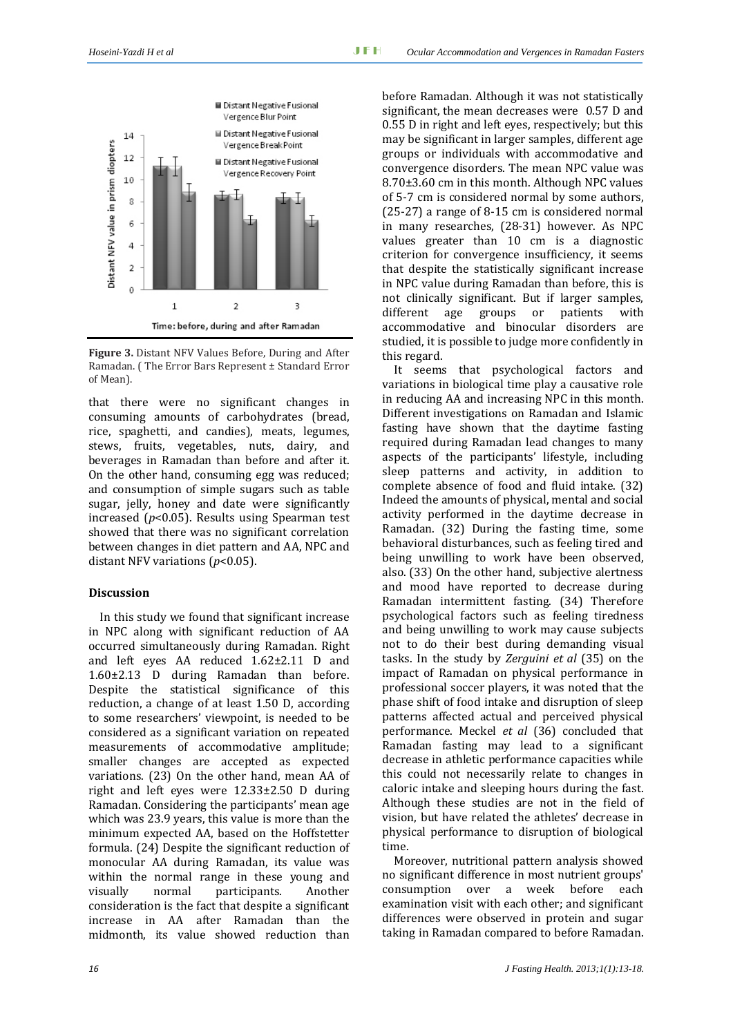**Figure 3.** Distant NFV Values Before, During and After Ramadan. ( The Error Bars Represent ± Standard Error of Mean).

that there were no significant changes in consuming amounts of carbohydrates (bread, rice, spaghetti, and candies), meats, legumes, stews, fruits, vegetables, nuts, dairy, and beverages in Ramadan than before and after it. On the other hand, consuming egg was reduced; and consumption of simple sugars such as table sugar, jelly, honey and date were significantly increased ($p<0.05$). Results using Spearman test showed that there was no significant correlation between changes in diet pattern and AA, NPC and distant NFV variations ($p<0.05$).

## Discussion

In this study we found that significant increase in NPC along with significant reduction of AA occurred simultaneously during Ramadan. Right and left eyes AA reduced 1.62±2.11 D and 1.60±2.13 D during Ramadan than before. Despite the statistical significance of this reduction, a change of at least 1.50 D, according to some researchers' viewpoint, is needed to be considered as a significant variation on repeated measurements of accommodative amplitude; smaller changes are accepted as expected variations. (23) On the other hand, mean AA of right and left eyes were 12.33±2.50 D during Ramadan. Considering the participants' mean age which was 23.9 years, this value is more than the minimum expected AA, based on the Hoffstetter formula. (24) Despite the significant reduction of monocular AA during Ramadan, its value was within the normal range in these young and visually normal participants. Another consideration is the fact that despite a significant increase in AA after Ramadan than the midmonth, its value showed reduction than before Ramadan. Although it was not statistically significant, the mean decreases were 0.57 D and 0.55 D in right and left eyes, respectively; but this may be significant in larger samples, different age groups or individuals with accommodative and convergence disorders. The mean NPC value was 8.70±3.60 cm in this month. Although NPC values of 5-7 cm is considered normal by some authors, (25-27) a range of 8-15 cm is considered normal in many researches, (28-31) however. As NPC values greater than 10 cm is a diagnostic criterion for convergence insufficiency, it seems that despite the statistically significant increase in NPC value during Ramadan than before, this is not clinically significant. But if larger samples, different age groups or patients with accommodative and binocular disorders are studied, it is possible to judge more confidently in this regard.

It seems that psychological factors and variations in biological time play a causative role in reducing AA and increasing NPC in this month. Different investigations on Ramadan and Islamic fasting have shown that the daytime fasting required during Ramadan lead changes to many aspects of the participants' lifestyle, including sleep patterns and activity, in addition to complete absence of food and fluid intake. (32) Indeed the amounts of physical, mental and social activity performed in the daytime decrease in Ramadan. (32) During the fasting time, some behavioral disturbances, such as feeling tired and being unwilling to work have been observed, also. (33) On the other hand, subjective alertness and mood have reported to decrease during Ramadan intermittent fasting. (34) Therefore psychological factors such as feeling tiredness and being unwilling to work may cause subjects not to do their best during demanding visual tasks. In the study by *Zerguini et al* (35) on the impact of Ramadan on physical performance in professional soccer players, it was noted that the phase shift of food intake and disruption of sleep patterns affected actual and perceived physical performance. Meckel *et al* (36) concluded that Ramadan fasting may lead to a significant decrease in athletic performance capacities while this could not necessarily relate to changes in caloric intake and sleeping hours during the fast. Although these studies are not in the field of vision, but have related the athletes' decrease in physical performance to disruption of biological time.

Moreover, nutritional pattern analysis showed no significant difference in most nutrient groups' consumption over a week before each examination visit with each other; and significant differences were observed in protein and sugar taking in Ramadan compared to before Ramadan.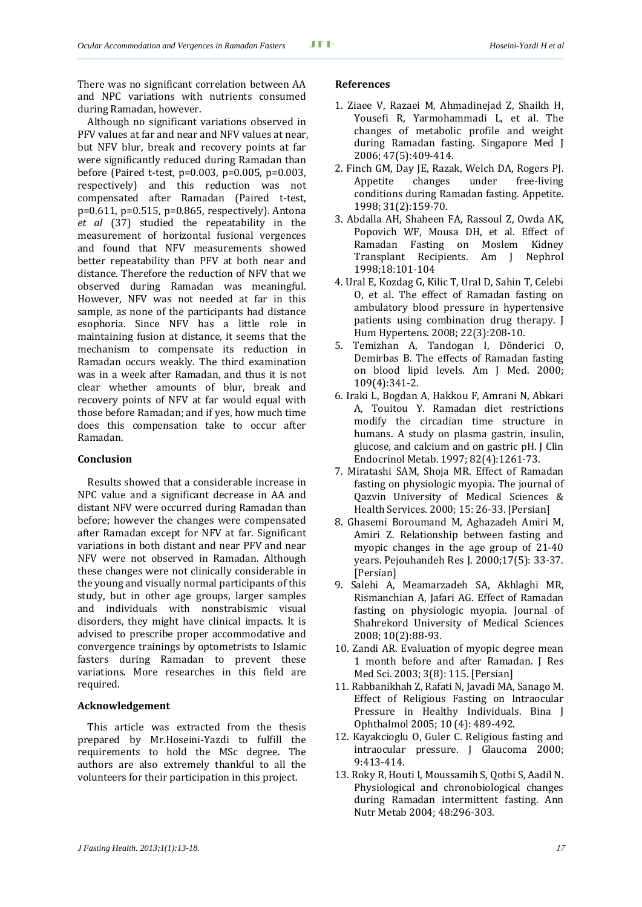There was no significant correlation between AA and NPC variations with nutrients consumed during Ramadan, however.

Although no significant variations observed in PFV values at far and near and NFV values at near, but NFV blur, break and recovery points at far were significantly reduced during Ramadan than before (Paired t-test, p=0.003, p=0.005, p=0.003, respectively) and this reduction was not compensated after Ramadan (Paired t-test, p=0.611, p=0.515, p=0.865, respectively). Antona *et al* (37) studied the repeatability in the measurement of horizontal fusional vergences and found that NFV measurements showed better repeatability than PFV at both near and distance. Therefore the reduction of NFV that we observed during Ramadan was meaningful. However, NFV was not needed at far in this sample, as none of the participants had distance esophoria. Since NFV has a little role in maintaining fusion at distance, it seems that the mechanism to compensate its reduction in Ramadan occurs weakly. The third examination was in a week after Ramadan, and thus it is not clear whether amounts of blur, break and recovery points of NFV at far would equal with those before Ramadan; and if yes, how much time does this compensation take to occur after Ramadan.

## Conclusion

Results showed that a considerable increase in NPC value and a significant decrease in AA and distant NFV were occurred during Ramadan than before; however the changes were compensated after Ramadan except for NFV at far. Significant variations in both distant and near PFV and near NFV were not observed in Ramadan. Although these changes were not clinically considerable in the young and visually normal participants of this study, but in other age groups, larger samples and individuals with nonstrabismic visual disorders, they might have clinical impacts. It is advised to prescribe proper accommodative and convergence trainings by optometrists to Islamic fasters during Ramadan to prevent these variations. More researches in this field are required.

## Acknowledgement

This article was extracted from the thesis prepared by Mr.Hoseini-Yazdi to fulfill the requirements to hold the MSc degree. The authors are also extremely thankful to all the volunteers for their participation in this project.

## References

1. Ziaee V, Razaei M, Ahmadinejad Z, Shaikh H, Yousefi R, Yarmohammadi L, et al. The changes of metabolic profile and weight during Ramadan fasting. Singapore Med J 2006; 47(5):409-414.
2. Finch GM, Day JE, Razak, Welch DA, Rogers PJ. Appetite changes under free-living conditions during Ramadan fasting. Appetite. 1998; 31(2):159-70.
3. Abdalla AH, Shaheen FA, Rassoul Z, Owda AK, Popovich WF, Mousa DH, et al. Effect of Ramadan Fasting on Moslem Kidney Transplant Recipients. Am J Nephrol 1998;18:101-104
4. Ural E, Kozdag G, Kilic T, Ural D, Sahin T, Celebi O, et al. The effect of Ramadan fasting on ambulatory blood pressure in hypertensive patients using combination drug therapy. J Hum Hypertens. 2008; 22(3):208-10.
5. Temizhan A, Tandogan I, Dönderici O, Demirbas B. The effects of Ramadan fasting on blood lipid levels. Am J Med. 2000; 109(4):341-2.
6. Iraki L, Bogdan A, Hakkou F, Amrani N, Abkari A, Touitou Y. Ramadan diet restrictions modify the circadian time structure in humans. A study on plasma gastrin, insulin, glucose, and calcium and on gastric pH. J Clin Endocrinol Metab. 1997; 82(4):1261-73.
7. Miratashi SAM, Shoja MR. Effect of Ramadan fasting on physiologic myopia. The journal of Qazvin University of Medical Sciences & Health Services. 2000; 15: 26-33. [Persian]
8. Ghasemi Boroumand M, Aghazadeh Amiri M, Amiri Z. Relationship between fasting and myopic changes in the age group of 21-40 years. Pejouhandeh Res J. 2000;17(5): 33-37. [Persian]
9. Salehi A, Meamarzadeh SA, Akhlaghi MR, Rismanchian A, Jafari AG. Effect of Ramadan fasting on physiologic myopia. Journal of Shahrekord University of Medical Sciences 2008; 10(2):88-93.
10. Zandi AR. Evaluation of myopic degree mean 1 month before and after Ramadan. J Res Med Sci. 2003; 3(8): 115. [Persian]
11. Rabbanikhah Z, Rafati N, Javadi MA, Sanago M. Effect of Religious Fasting on Intraocular Pressure in Healthy Individuals. Bina J Ophthalmol 2005; 10 (4): 489-492.
12. Kayakcioglu O, Guler C. Religious fasting and intraocular pressure. J Glaucoma 2000; 9:413-414.
13. Roky R, Houti I, Moussamih S, Qotbi S, Aadil N. Physiological and chronobiological changes during Ramadan intermittent fasting. Ann Nutr Metab 2004; 48:296-303.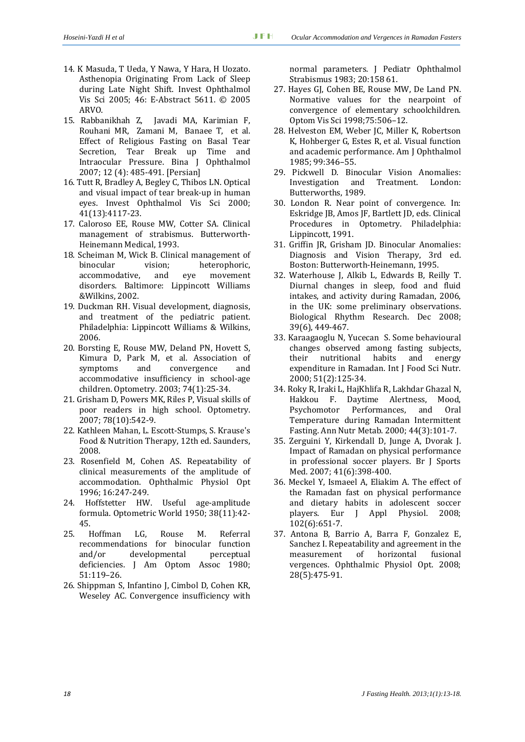14. K Masuda, T Ueda, Y Nawa, Y Hara, H Uozato. Asthenopia Originating From Lack of Sleep during Late Night Shift. Invest Ophthalmol Vis Sci 2005; 46: E-Abstract 5611. © 2005 ARVO.
15. Rabbanikhah Z, Javadi MA, Karimian F, Rouhani MR, Zamani M, Banaee T, et al. Effect of Religious Fasting on Basal Tear Secretion, Tear Break up Time and Intraocular Pressure. Bina J Ophthalmol 2007; 12 (4): 485-491. [Persian]
16. Tutt R, Bradley A, Begley C, Thibos LN. Optical and visual impact of tear break-up in human eyes. Invest Ophthalmol Vis Sci 2000; 41(13):4117-23.
17. Caloroso EE, Rouse MW, Cotter SA. Clinical management of strabismus. Butterworth-Heinemann Medical, 1993.
18. Scheiman M, Wick B. Clinical management of binocular vision; heterophoric, accommodative, and eye movement disorders. Baltimore: Lippincott Williams &Wilkins, 2002.
19. Duckman RH. Visual development, diagnosis, and treatment of the pediatric patient. Philadelphia: Lippincott Williams & Wilkins, 2006.
20. Borsting E, Rouse MW, Deland PN, Hovett S, Kimura D, Park M, et al. Association of symptoms and convergence and accommodative insufficiency in school-age children. Optometry. 2003; 74(1):25-34.
21. Grisham D, Powers MK, Riles P, Visual skills of poor readers in high school. Optometry. 2007; 78(10):542-9.
22. Kathleen Mahan, L. Escott-Stumps, S. Krause's Food & Nutrition Therapy, 12th ed. Saunders, 2008.
23. Rosenfield M, Cohen AS. Repeatability of clinical measurements of the amplitude of accommodation. Ophthalmic Physiol Opt 1996; 16:247-249.
24. Hoffstetter HW. Useful age-amplitude formula. Optometric World 1950; 38(11):42-45.
25. Hoffman LG, Rouse M. Referral recommendations for binocular function and/or developmental perceptual deficiencies. J Am Optom Assoc 1980; 51:119–26.
26. Shippman S, Infantino J, Cimbol D, Cohen KR, Weseley AC. Convergence insufficiency with normal parameters. J Pediatr Ophthalmol Strabismus 1983; 20:158 61.
27. Hayes GJ, Cohen BE, Rouse MW, De Land PN. Normative values for the nearpoint of convergence of elementary schoolchildren. Optom Vis Sci 1998;75:506–12.
28. Helveston EM, Weber JC, Miller K, Robertson K, Hohberger G, Estes R, et al. Visual function and academic performance. Am J Ophthalmol 1985; 99:346–55.
29. Pickwell D. Binocular Vision Anomalies: Investigation and Treatment. London: Butterworths, 1989.
30. London R. Near point of convergence. In: Eskridge JB, Amos JF, Bartlett JD, eds. Clinical Procedures in Optometry. Philadelphia: Lippincott, 1991.
31. Griffin JR, Grisham JD. Binocular Anomalies: Diagnosis and Vision Therapy, 3rd ed. Boston: Butterworth-Heinemann, 1995.
32. Waterhouse J, Alkib L, Edwards B, Reilly T. Diurnal changes in sleep, food and fluid intakes, and activity during Ramadan, 2006, in the UK: some preliminary observations. Biological Rhythm Research. Dec 2008; 39(6), 449-467.
33. Karaagaoglu N, Yucecan S. Some behavioural changes observed among fasting subjects, their nutritional habits and energy expenditure in Ramadan. Int J Food Sci Nutr. 2000; 51(2):125-34.
34. Roky R, Iraki L, HajKhlifa R, Lakhdar Ghazal N, Hakkou F. Daytime Alertness, Mood, Psychomotor Performances, and Oral Temperature during Ramadan Intermittent Fasting. Ann Nutr Metab. 2000; 44(3):101-7.
35. Zerguini Y, Kirkendall D, Junge A, Dvorak J. Impact of Ramadan on physical performance in professional soccer players. Br J Sports Med. 2007; 41(6):398-400.
36. Meckel Y, Ismaeel A, Eliakim A. The effect of the Ramadan fast on physical performance and dietary habits in adolescent soccer players. Eur J Appl Physiol. 2008; 102(6):651-7.
37. Antona B, Barrio A, Barra F, Gonzalez E, Sanchez I. Repeatability and agreement in the measurement of horizontal fusional vergences. Ophthalmic Physiol Opt. 2008; 28(5):475-91.